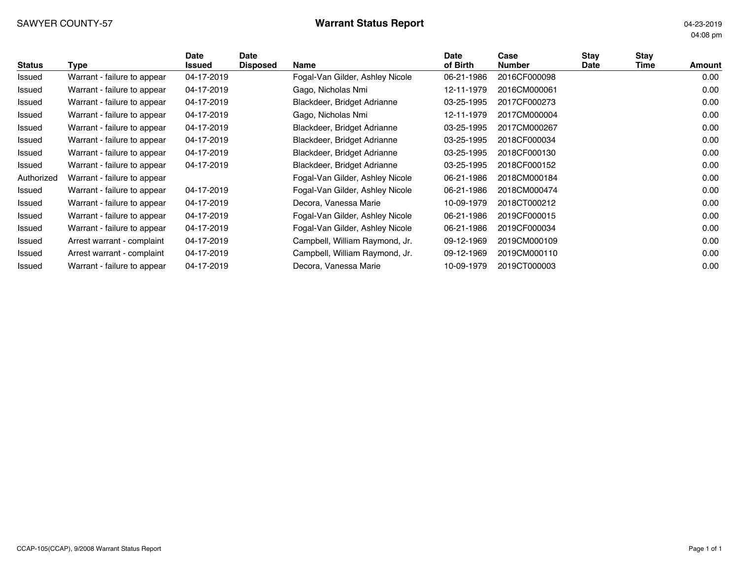SAWYER COUNTY-57

# Warrant Status Report

04-23-2019
04:08 pm

| Status | Type | Date Issued | Date Disposed | Name | Date of Birth | Case Number | Stay Date | Stay Time | Amount |
|---|---|---|---|---|---|---|---|---|---|
| Issued | Warrant - failure to appear | 04-17-2019 | | Fogal-Van Gilder, Ashley Nicole | 06-21-1986 | 2016CF000098 | | | 0.00 |
| Issued | Warrant - failure to appear | 04-17-2019 | | Gago, Nicholas Nmi | 12-11-1979 | 2016CM000061 | | | 0.00 |
| Issued | Warrant - failure to appear | 04-17-2019 | | Blackdeer, Bridget Adrianne | 03-25-1995 | 2017CF000273 | | | 0.00 |
| Issued | Warrant - failure to appear | 04-17-2019 | | Gago, Nicholas Nmi | 12-11-1979 | 2017CM000004 | | | 0.00 |
| Issued | Warrant - failure to appear | 04-17-2019 | | Blackdeer, Bridget Adrianne | 03-25-1995 | 2017CM000267 | | | 0.00 |
| Issued | Warrant - failure to appear | 04-17-2019 | | Blackdeer, Bridget Adrianne | 03-25-1995 | 2018CF000034 | | | 0.00 |
| Issued | Warrant - failure to appear | 04-17-2019 | | Blackdeer, Bridget Adrianne | 03-25-1995 | 2018CF000130 | | | 0.00 |
| Issued | Warrant - failure to appear | 04-17-2019 | | Blackdeer, Bridget Adrianne | 03-25-1995 | 2018CF000152 | | | 0.00 |
| Authorized | Warrant - failure to appear | | | Fogal-Van Gilder, Ashley Nicole | 06-21-1986 | 2018CM000184 | | | 0.00 |
| Issued | Warrant - failure to appear | 04-17-2019 | | Fogal-Van Gilder, Ashley Nicole | 06-21-1986 | 2018CM000474 | | | 0.00 |
| Issued | Warrant - failure to appear | 04-17-2019 | | Decora, Vanessa Marie | 10-09-1979 | 2018CT000212 | | | 0.00 |
| Issued | Warrant - failure to appear | 04-17-2019 | | Fogal-Van Gilder, Ashley Nicole | 06-21-1986 | 2019CF000015 | | | 0.00 |
| Issued | Warrant - failure to appear | 04-17-2019 | | Fogal-Van Gilder, Ashley Nicole | 06-21-1986 | 2019CF000034 | | | 0.00 |
| Issued | Arrest warrant - complaint | 04-17-2019 | | Campbell, William Raymond, Jr. | 09-12-1969 | 2019CM000109 | | | 0.00 |
| Issued | Arrest warrant - complaint | 04-17-2019 | | Campbell, William Raymond, Jr. | 09-12-1969 | 2019CM000110 | | | 0.00 |
| Issued | Warrant - failure to appear | 04-17-2019 | | Decora, Vanessa Marie | 10-09-1979 | 2019CT000003 | | | 0.00 |

CCAP-105(CCAP), 9/2008 Warrant Status Report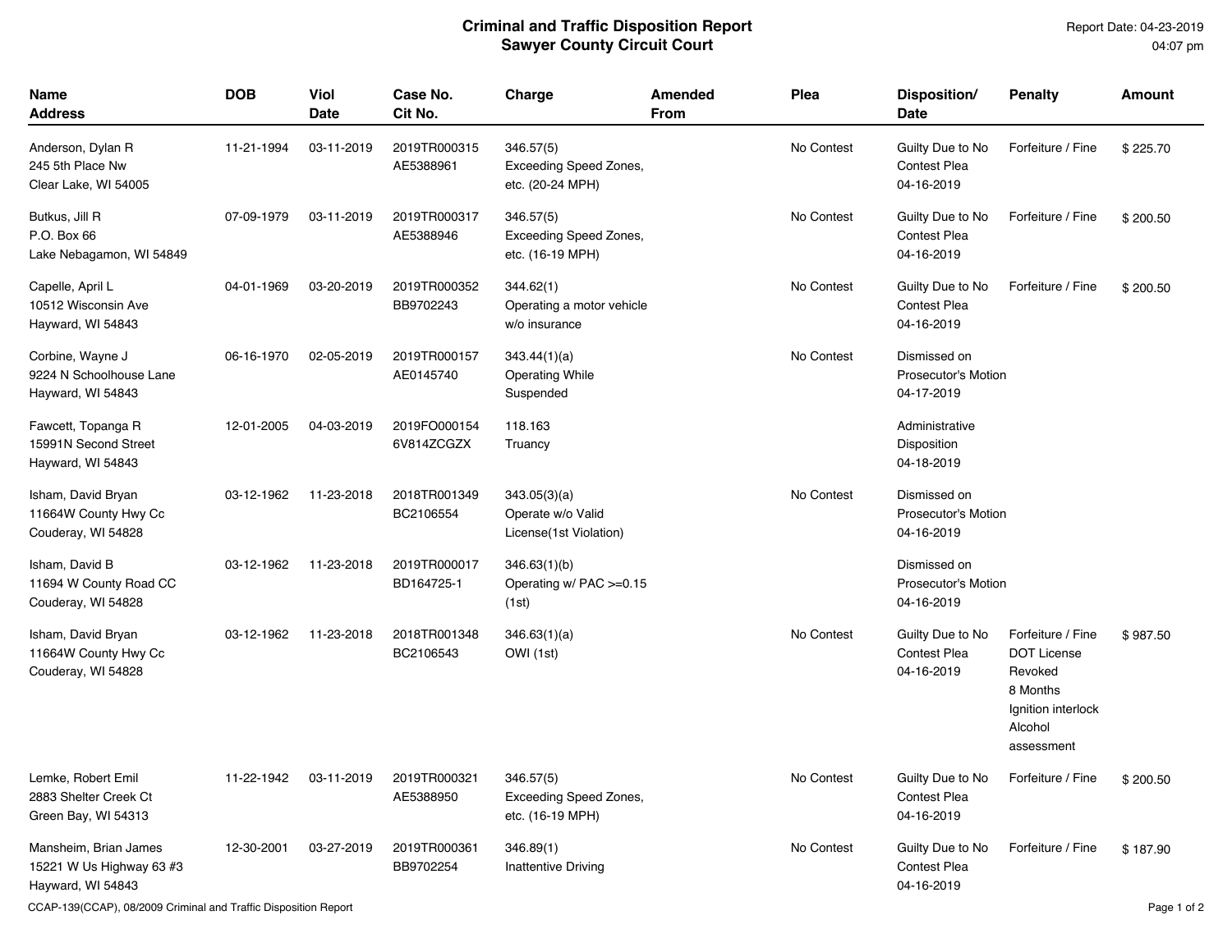# Criminal and Traffic Disposition Report
## Sawyer County Circuit Court

Report Date: 04-23-2019
04:07 pm

| Name<br>Address | DOB | Viol Date | Case No.<br>Cit No. | Charge | Amended From | Plea | Disposition/<br>Date | Penalty | Amount |
|---|---|---|---|---|---|---|---|---|---|
| Anderson, Dylan R<br>245 5th Place Nw<br>Clear Lake, WI 54005 | 11-21-1994 | 03-11-2019 | 2019TR000315<br>AE5388961 | 346.57(5)<br>Exceeding Speed Zones, etc. (20-24 MPH) | | No Contest | Guilty Due to No Contest Plea<br>04-16-2019 | Forfeiture / Fine | $ 225.70 |
| Butkus, Jill R<br>P.O. Box 66<br>Lake Nebagamon, WI 54849 | 07-09-1979 | 03-11-2019 | 2019TR000317<br>AE5388946 | 346.57(5)<br>Exceeding Speed Zones, etc. (16-19 MPH) | | No Contest | Guilty Due to No Contest Plea<br>04-16-2019 | Forfeiture / Fine | $ 200.50 |
| Capelle, April L<br>10512 Wisconsin Ave<br>Hayward, WI 54843 | 04-01-1969 | 03-20-2019 | 2019TR000352<br>BB9702243 | 344.62(1)<br>Operating a motor vehicle w/o insurance | | No Contest | Guilty Due to No Contest Plea<br>04-16-2019 | Forfeiture / Fine | $ 200.50 |
| Corbine, Wayne J<br>9224 N Schoolhouse Lane<br>Hayward, WI 54843 | 06-16-1970 | 02-05-2019 | 2019TR000157<br>AE0145740 | 343.44(1)(a)<br>Operating While Suspended | | No Contest | Dismissed on Prosecutor's Motion<br>04-17-2019 | | |
| Fawcett, Topanga R<br>15991N Second Street<br>Hayward, WI 54843 | 12-01-2005 | 04-03-2019 | 2019FO000154<br>6V814ZCGZX | 118.163<br>Truancy | | | Administrative Disposition<br>04-18-2019 | | |
| Isham, David Bryan<br>11664W County Hwy Cc<br>Couderay, WI 54828 | 03-12-1962 | 11-23-2018 | 2018TR001349<br>BC2106554 | 343.05(3)(a)<br>Operate w/o Valid License(1st Violation) | | No Contest | Dismissed on Prosecutor's Motion<br>04-16-2019 | | |
| Isham, David B<br>11694 W County Road CC<br>Couderay, WI 54828 | 03-12-1962 | 11-23-2018 | 2019TR000017<br>BD164725-1 | 346.63(1)(b)<br>Operating w/ PAC >=0.15 (1st) | | | Dismissed on Prosecutor's Motion<br>04-16-2019 | | |
| Isham, David Bryan<br>11664W County Hwy Cc<br>Couderay, WI 54828 | 03-12-1962 | 11-23-2018 | 2018TR001348<br>BC2106543 | 346.63(1)(a)<br>OWI (1st) | | No Contest | Guilty Due to No Contest Plea<br>04-16-2019 | Forfeiture / Fine<br>DOT License Revoked<br>8 Months<br>Ignition interlock<br>Alcohol assessment | $ 987.50 |
| Lemke, Robert Emil<br>2883 Shelter Creek Ct<br>Green Bay, WI 54313 | 11-22-1942 | 03-11-2019 | 2019TR000321<br>AE5388950 | 346.57(5)<br>Exceeding Speed Zones, etc. (16-19 MPH) | | No Contest | Guilty Due to No Contest Plea<br>04-16-2019 | Forfeiture / Fine | $ 200.50 |
| Mansheim, Brian James<br>15221 W Us Highway 63 #3<br>Hayward, WI 54843 | 12-30-2001 | 03-27-2019 | 2019TR000361<br>BB9702254 | 346.89(1)<br>Inattentive Driving | | No Contest | Guilty Due to No Contest Plea<br>04-16-2019 | Forfeiture / Fine | $ 187.90 |

CCAP-139(CCAP), 08/2009 Criminal and Traffic Disposition Report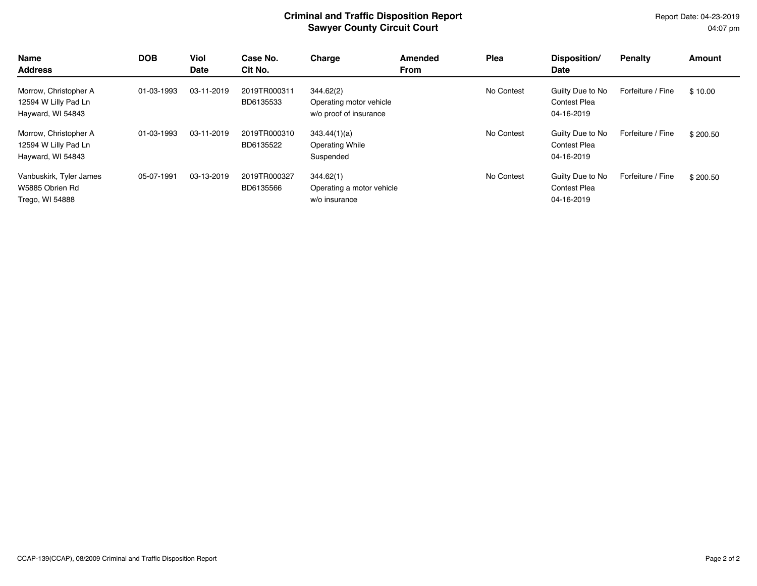# Criminal and Traffic Disposition Report
## Sawyer County Circuit Court

Report Date: 04-23-2019
04:07 pm

| Name<br>Address | DOB | Viol Date | Case No.<br>Cit No. | Charge | Amended From | Plea | Disposition/<br>Date | Penalty | Amount |
|---|---|---|---|---|---|---|---|---|---|
| Morrow, Christopher A<br>12594 W Lilly Pad Ln<br>Hayward, WI 54843 | 01-03-1993 | 03-11-2019 | 2019TR000311<br>BD6135533 | 344.62(2)<br>Operating motor vehicle w/o proof of insurance | | No Contest | Guilty Due to No Contest Plea<br>04-16-2019 | Forfeiture / Fine | $ 10.00 |
| Morrow, Christopher A<br>12594 W Lilly Pad Ln<br>Hayward, WI 54843 | 01-03-1993 | 03-11-2019 | 2019TR000310<br>BD6135522 | 343.44(1)(a)<br>Operating While Suspended | | No Contest | Guilty Due to No Contest Plea<br>04-16-2019 | Forfeiture / Fine | $ 200.50 |
| Vanbuskirk, Tyler James<br>W5885 Obrien Rd<br>Trego, WI 54888 | 05-07-1991 | 03-13-2019 | 2019TR000327<br>BD6135566 | 344.62(1)<br>Operating a motor vehicle w/o insurance | | No Contest | Guilty Due to No Contest Plea<br>04-16-2019 | Forfeiture / Fine | $ 200.50 |

CCAP-139(CCAP), 08/2009 Criminal and Traffic Disposition Report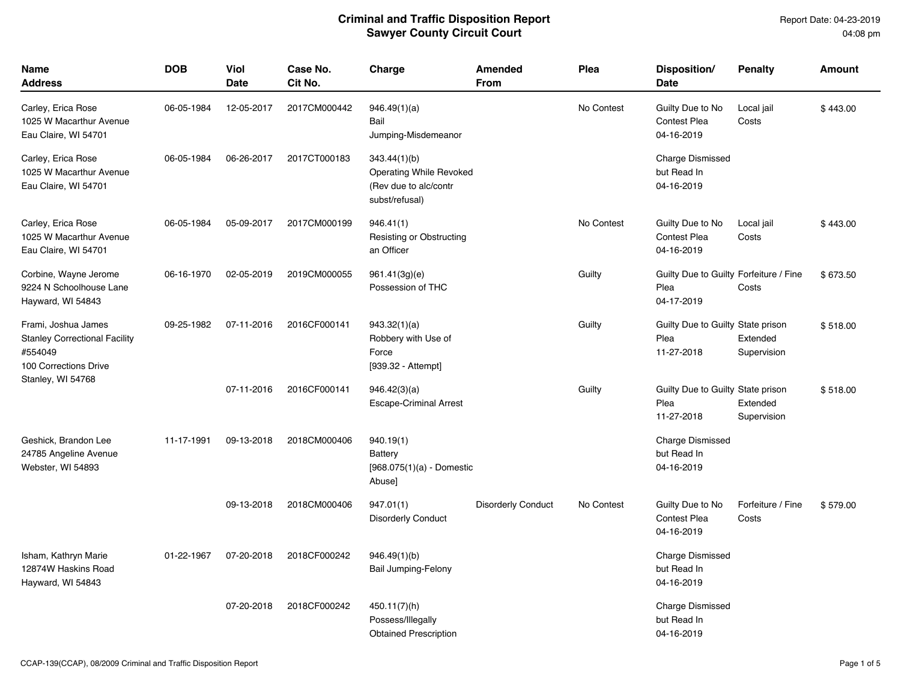# Criminal and Traffic Disposition Report
## Sawyer County Circuit Court

Report Date: 04-23-2019
04:08 pm

| Name<br>Address | DOB | Viol<br>Date | Case No.<br>Cit No. | Charge | Amended<br>From | Plea | Disposition/<br>Date | Penalty | Amount |
|---|---|---|---|---|---|---|---|---|---|
| Carley, Erica Rose<br>1025 W Macarthur Avenue<br>Eau Claire, WI 54701 | 06-05-1984 | 12-05-2017 | 2017CM000442 | 946.49(1)(a)<br>Bail<br>Jumping-Misdemeanor | | No Contest | Guilty Due to No Contest Plea<br>04-16-2019 | Local jail<br>Costs | $ 443.00 |
| Carley, Erica Rose<br>1025 W Macarthur Avenue<br>Eau Claire, WI 54701 | 06-05-1984 | 06-26-2017 | 2017CT000183 | 343.44(1)(b)<br>Operating While Revoked (Rev due to alc/contr subst/refusal) | | | Charge Dismissed but Read In<br>04-16-2019 | | |
| Carley, Erica Rose<br>1025 W Macarthur Avenue<br>Eau Claire, WI 54701 | 06-05-1984 | 05-09-2017 | 2017CM000199 | 946.41(1)<br>Resisting or Obstructing an Officer | | No Contest | Guilty Due to No Contest Plea<br>04-16-2019 | Local jail<br>Costs | $ 443.00 |
| Corbine, Wayne Jerome<br>9224 N Schoolhouse Lane<br>Hayward, WI 54843 | 06-16-1970 | 02-05-2019 | 2019CM000055 | 961.41(3g)(e)<br>Possession of THC | | Guilty | Guilty Due to Guilty Plea<br>04-17-2019 | Forfeiture / Fine<br>Costs | $ 673.50 |
| Frami, Joshua James<br>Stanley Correctional Facility #554049<br>100 Corrections Drive<br>Stanley, WI 54768 | 09-25-1982 | 07-11-2016 | 2016CF000141 | 943.32(1)(a)<br>Robbery with Use of Force<br>[939.32 - Attempt] | | Guilty | Guilty Due to Guilty Plea<br>11-27-2018 | State prison<br>Extended Supervision | $ 518.00 |
| | | 07-11-2016 | 2016CF000141 | 946.42(3)(a)<br>Escape-Criminal Arrest | | Guilty | Guilty Due to Guilty Plea<br>11-27-2018 | State prison<br>Extended Supervision | $ 518.00 |
| Geshick, Brandon Lee<br>24785 Angeline Avenue<br>Webster, WI 54893 | 11-17-1991 | 09-13-2018 | 2018CM000406 | 940.19(1)<br>Battery<br>[968.075(1)(a) - Domestic Abuse] | | | Charge Dismissed but Read In<br>04-16-2019 | | |
| | | 09-13-2018 | 2018CM000406 | 947.01(1)<br>Disorderly Conduct | Disorderly Conduct | No Contest | Guilty Due to No Contest Plea<br>04-16-2019 | Forfeiture / Fine<br>Costs | $ 579.00 |
| Isham, Kathryn Marie<br>12874W Haskins Road<br>Hayward, WI 54843 | 01-22-1967 | 07-20-2018 | 2018CF000242 | 946.49(1)(b)<br>Bail Jumping-Felony | | | Charge Dismissed but Read In<br>04-16-2019 | | |
| | | 07-20-2018 | 2018CF000242 | 450.11(7)(h)<br>Possess/Illegally Obtained Prescription | | | Charge Dismissed but Read In<br>04-16-2019 | | |

CCAP-139(CCAP), 08/2009 Criminal and Traffic Disposition Report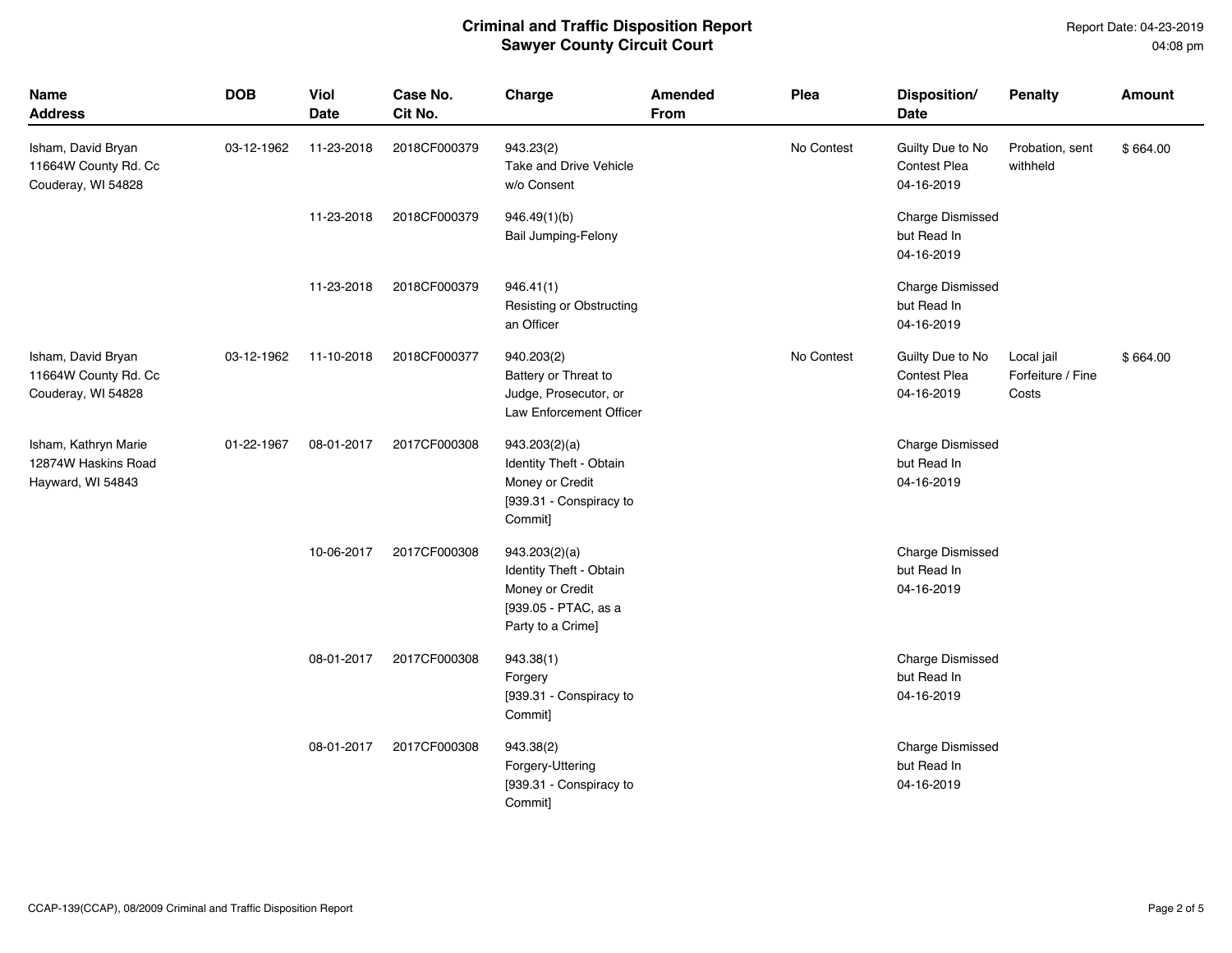# Criminal and Traffic Disposition Report
## Sawyer County Circuit Court

Report Date: 04-23-2019
04:08 pm

| Name Address | DOB | Viol Date | Case No. Cit No. | Charge | Amended From | Plea | Disposition/ Date | Penalty | Amount |
|---|---|---|---|---|---|---|---|---|---|
| Isham, David Bryan 11664W County Rd. Cc Couderay, WI 54828 | 03-12-1962 | 11-23-2018 | 2018CF000379 | 943.23(2) Take and Drive Vehicle w/o Consent | | No Contest | Guilty Due to No Contest Plea 04-16-2019 | Probation, sent withheld | $ 664.00 |
| | | 11-23-2018 | 2018CF000379 | 946.49(1)(b) Bail Jumping-Felony | | | Charge Dismissed but Read In 04-16-2019 | | |
| | | 11-23-2018 | 2018CF000379 | 946.41(1) Resisting or Obstructing an Officer | | | Charge Dismissed but Read In 04-16-2019 | | |
| Isham, David Bryan 11664W County Rd. Cc Couderay, WI 54828 | 03-12-1962 | 11-10-2018 | 2018CF000377 | 940.203(2) Battery or Threat to Judge, Prosecutor, or Law Enforcement Officer | | No Contest | Guilty Due to No Contest Plea 04-16-2019 | Local jail Forfeiture / Fine Costs | $ 664.00 |
| Isham, Kathryn Marie 12874W Haskins Road Hayward, WI 54843 | 01-22-1967 | 08-01-2017 | 2017CF000308 | 943.203(2)(a) Identity Theft - Obtain Money or Credit [939.31 - Conspiracy to Commit] | | | Charge Dismissed but Read In 04-16-2019 | | |
| | | 10-06-2017 | 2017CF000308 | 943.203(2)(a) Identity Theft - Obtain Money or Credit [939.05 - PTAC, as a Party to a Crime] | | | Charge Dismissed but Read In 04-16-2019 | | |
| | | 08-01-2017 | 2017CF000308 | 943.38(1) Forgery [939.31 - Conspiracy to Commit] | | | Charge Dismissed but Read In 04-16-2019 | | |
| | | 08-01-2017 | 2017CF000308 | 943.38(2) Forgery-Uttering [939.31 - Conspiracy to Commit] | | | Charge Dismissed but Read In 04-16-2019 | | |

CCAP-139(CCAP), 08/2009 Criminal and Traffic Disposition Report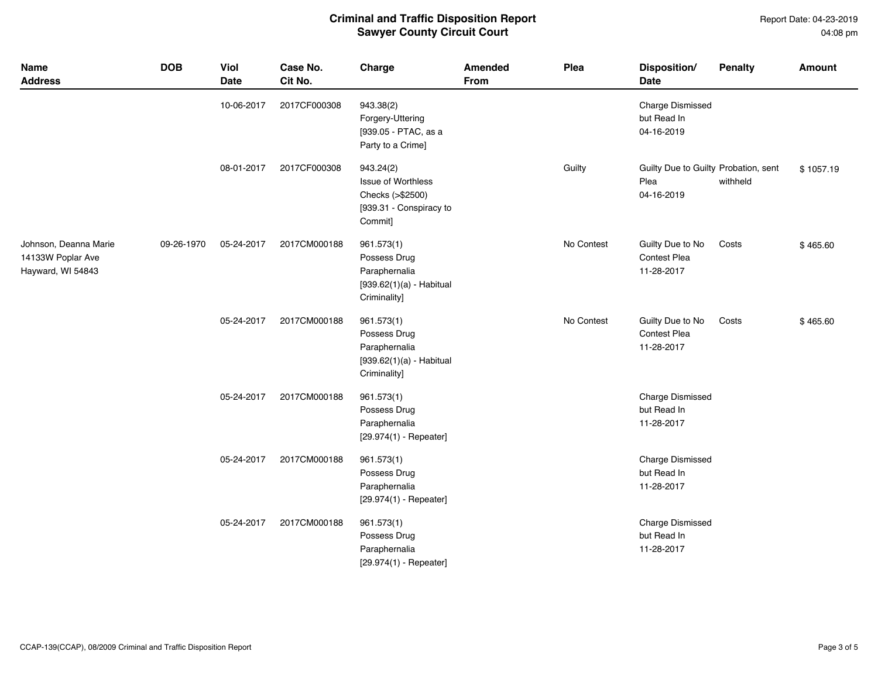# Criminal and Traffic Disposition Report
## Sawyer County Circuit Court

Report Date: 04-23-2019
04:08 pm

| Name Address | DOB | Viol Date | Case No. Cit No. | Charge | Amended From | Plea | Disposition/ Date | Penalty | Amount |
|---|---|---|---|---|---|---|---|---|---|
| | | 10-06-2017 | 2017CF000308 | 943.38(2) Forgery-Uttering [939.05 - PTAC, as a Party to a Crime] | | | Charge Dismissed but Read In 04-16-2019 | | |
| | | 08-01-2017 | 2017CF000308 | 943.24(2) Issue of Worthless Checks (>$2500) [939.31 - Conspiracy to Commit] | | Guilty | Guilty Due to Guilty Plea 04-16-2019 | Probation, sent withheld | $ 1057.19 |
| Johnson, Deanna Marie 14133W Poplar Ave Hayward, WI 54843 | 09-26-1970 | 05-24-2017 | 2017CM000188 | 961.573(1) Possess Drug Paraphernalia [939.62(1)(a) - Habitual Criminality] | | No Contest | Guilty Due to No Contest Plea 11-28-2017 | Costs | $ 465.60 |
| | | 05-24-2017 | 2017CM000188 | 961.573(1) Possess Drug Paraphernalia [939.62(1)(a) - Habitual Criminality] | | No Contest | Guilty Due to No Contest Plea 11-28-2017 | Costs | $ 465.60 |
| | | 05-24-2017 | 2017CM000188 | 961.573(1) Possess Drug Paraphernalia [29.974(1) - Repeater] | | | Charge Dismissed but Read In 11-28-2017 | | |
| | | 05-24-2017 | 2017CM000188 | 961.573(1) Possess Drug Paraphernalia [29.974(1) - Repeater] | | | Charge Dismissed but Read In 11-28-2017 | | |
| | | 05-24-2017 | 2017CM000188 | 961.573(1) Possess Drug Paraphernalia [29.974(1) - Repeater] | | | Charge Dismissed but Read In 11-28-2017 | | |

CCAP-139(CCAP), 08/2009 Criminal and Traffic Disposition Report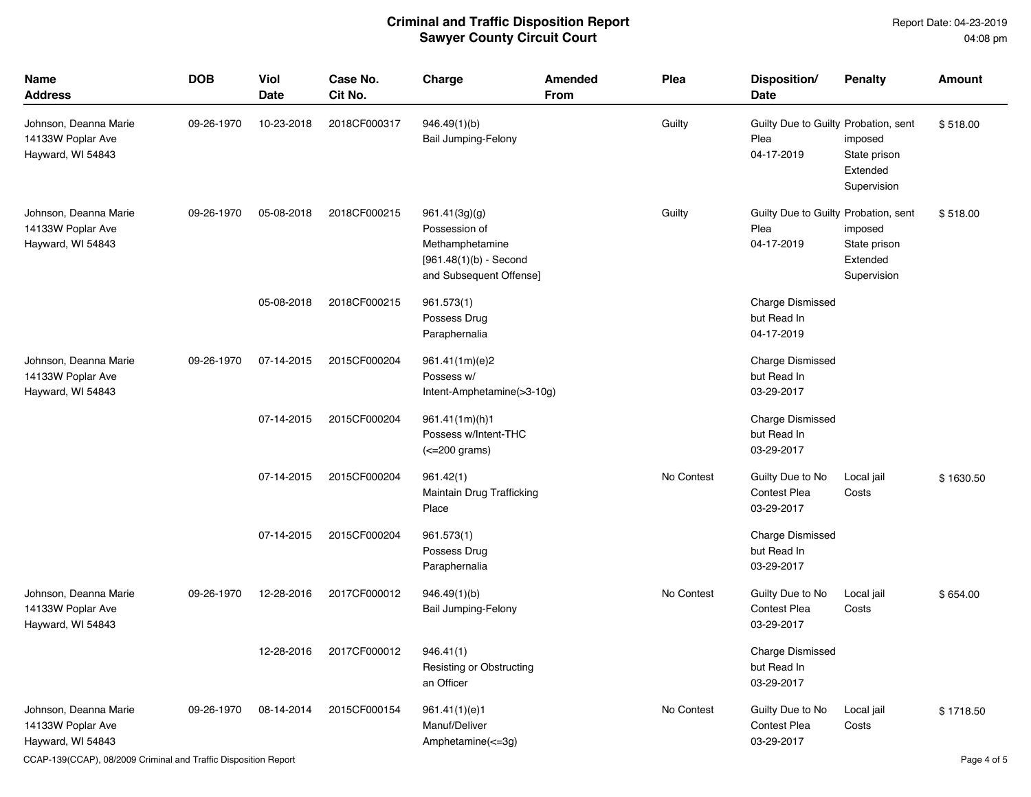# Criminal and Traffic Disposition Report
## Sawyer County Circuit Court

Report Date: 04-23-2019
04:08 pm

| Name Address | DOB | Viol Date | Case No. Cit No. | Charge | Amended From | Plea | Disposition/ Date | Penalty | Amount |
|---|---|---|---|---|---|---|---|---|---|
| Johnson, Deanna Marie 14133W Poplar Ave Hayward, WI 54843 | 09-26-1970 | 10-23-2018 | 2018CF000317 | 946.49(1)(b) Bail Jumping-Felony | | Guilty | Guilty Due to Guilty Plea 04-17-2019 | Probation, sent imposed State prison Extended Supervision | $ 518.00 |
| Johnson, Deanna Marie 14133W Poplar Ave Hayward, WI 54843 | 09-26-1970 | 05-08-2018 | 2018CF000215 | 961.41(3g)(g) Possession of Methamphetamine [961.48(1)(b) - Second and Subsequent Offense] | | Guilty | Guilty Due to Guilty Plea 04-17-2019 | Probation, sent imposed State prison Extended Supervision | $ 518.00 |
| | | 05-08-2018 | 2018CF000215 | 961.573(1) Possess Drug Paraphernalia | | | Charge Dismissed but Read In 04-17-2019 | | |
| Johnson, Deanna Marie 14133W Poplar Ave Hayward, WI 54843 | 09-26-1970 | 07-14-2015 | 2015CF000204 | 961.41(1m)(e)2 Possess w/ Intent-Amphetamine(>3-10g) | | | Charge Dismissed but Read In 03-29-2017 | | |
| | | 07-14-2015 | 2015CF000204 | 961.41(1m)(h)1 Possess w/Intent-THC (<=200 grams) | | | Charge Dismissed but Read In 03-29-2017 | | |
| | | 07-14-2015 | 2015CF000204 | 961.42(1) Maintain Drug Trafficking Place | | No Contest | Guilty Due to No Contest Plea 03-29-2017 | Local jail Costs | $ 1630.50 |
| | | 07-14-2015 | 2015CF000204 | 961.573(1) Possess Drug Paraphernalia | | | Charge Dismissed but Read In 03-29-2017 | | |
| Johnson, Deanna Marie 14133W Poplar Ave Hayward, WI 54843 | 09-26-1970 | 12-28-2016 | 2017CF000012 | 946.49(1)(b) Bail Jumping-Felony | | No Contest | Guilty Due to No Contest Plea 03-29-2017 | Local jail Costs | $ 654.00 |
| | | 12-28-2016 | 2017CF000012 | 946.41(1) Resisting or Obstructing an Officer | | | Charge Dismissed but Read In 03-29-2017 | | |
| Johnson, Deanna Marie 14133W Poplar Ave Hayward, WI 54843 | 09-26-1970 | 08-14-2014 | 2015CF000154 | 961.41(1)(e)1 Manuf/Deliver Amphetamine(<=3g) | | No Contest | Guilty Due to No Contest Plea 03-29-2017 | Local jail Costs | $ 1718.50 |

CCAP-139(CCAP), 08/2009 Criminal and Traffic Disposition Report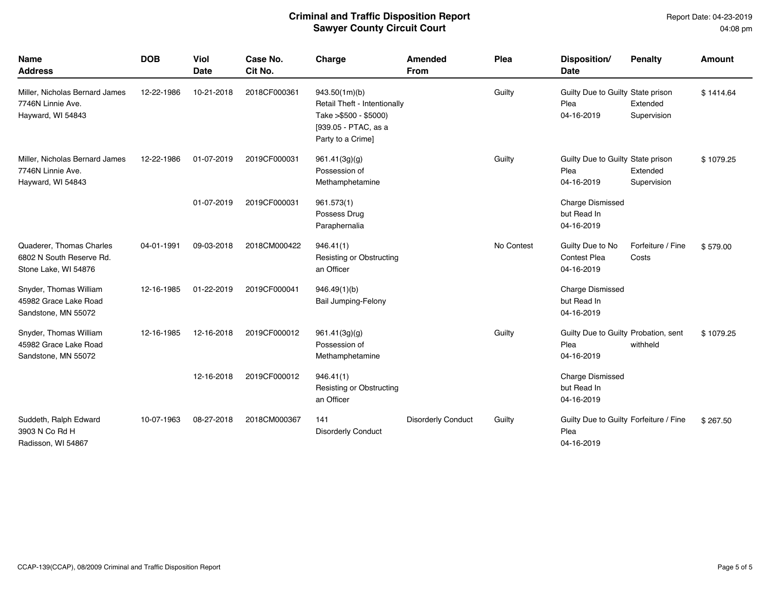# Criminal and Traffic Disposition Report
## Sawyer County Circuit Court

Report Date: 04-23-2019
04:08 pm

| Name Address | DOB | Viol Date | Case No. Cit No. | Charge | Amended From | Plea | Disposition/ Date | Penalty | Amount |
|---|---|---|---|---|---|---|---|---|---|
| Miller, Nicholas Bernard James 7746N Linnie Ave. Hayward, WI 54843 | 12-22-1986 | 10-21-2018 | 2018CF000361 | 943.50(1m)(b) Retail Theft - Intentionally Take >$500 - $5000) [939.05 - PTAC, as a Party to a Crime] | | Guilty | Guilty Due to Guilty Plea 04-16-2019 | State prison Extended Supervision | $ 1414.64 |
| Miller, Nicholas Bernard James 7746N Linnie Ave. Hayward, WI 54843 | 12-22-1986 | 01-07-2019 | 2019CF000031 | 961.41(3g)(g) Possession of Methamphetamine | | Guilty | Guilty Due to Guilty Plea 04-16-2019 | State prison Extended Supervision | $ 1079.25 |
| | | 01-07-2019 | 2019CF000031 | 961.573(1) Possess Drug Paraphernalia | | | Charge Dismissed but Read In 04-16-2019 | | |
| Quaderer, Thomas Charles 6802 N South Reserve Rd. Stone Lake, WI 54876 | 04-01-1991 | 09-03-2018 | 2018CM000422 | 946.41(1) Resisting or Obstructing an Officer | | No Contest | Guilty Due to No Contest Plea 04-16-2019 | Forfeiture / Fine Costs | $ 579.00 |
| Snyder, Thomas William 45982 Grace Lake Road Sandstone, MN 55072 | 12-16-1985 | 01-22-2019 | 2019CF000041 | 946.49(1)(b) Bail Jumping-Felony | | | Charge Dismissed but Read In 04-16-2019 | | |
| Snyder, Thomas William 45982 Grace Lake Road Sandstone, MN 55072 | 12-16-1985 | 12-16-2018 | 2019CF000012 | 961.41(3g)(g) Possession of Methamphetamine | | Guilty | Guilty Due to Guilty Plea 04-16-2019 | Probation, sent withheld | $ 1079.25 |
| | | 12-16-2018 | 2019CF000012 | 946.41(1) Resisting or Obstructing an Officer | | | Charge Dismissed but Read In 04-16-2019 | | |
| Suddeth, Ralph Edward 3903 N Co Rd H Radisson, WI 54867 | 10-07-1963 | 08-27-2018 | 2018CM000367 | 141 Disorderly Conduct | Disorderly Conduct | Guilty | Guilty Due to Guilty Plea 04-16-2019 | Forfeiture / Fine | $ 267.50 |

CCAP-139(CCAP), 08/2009 Criminal and Traffic Disposition Report